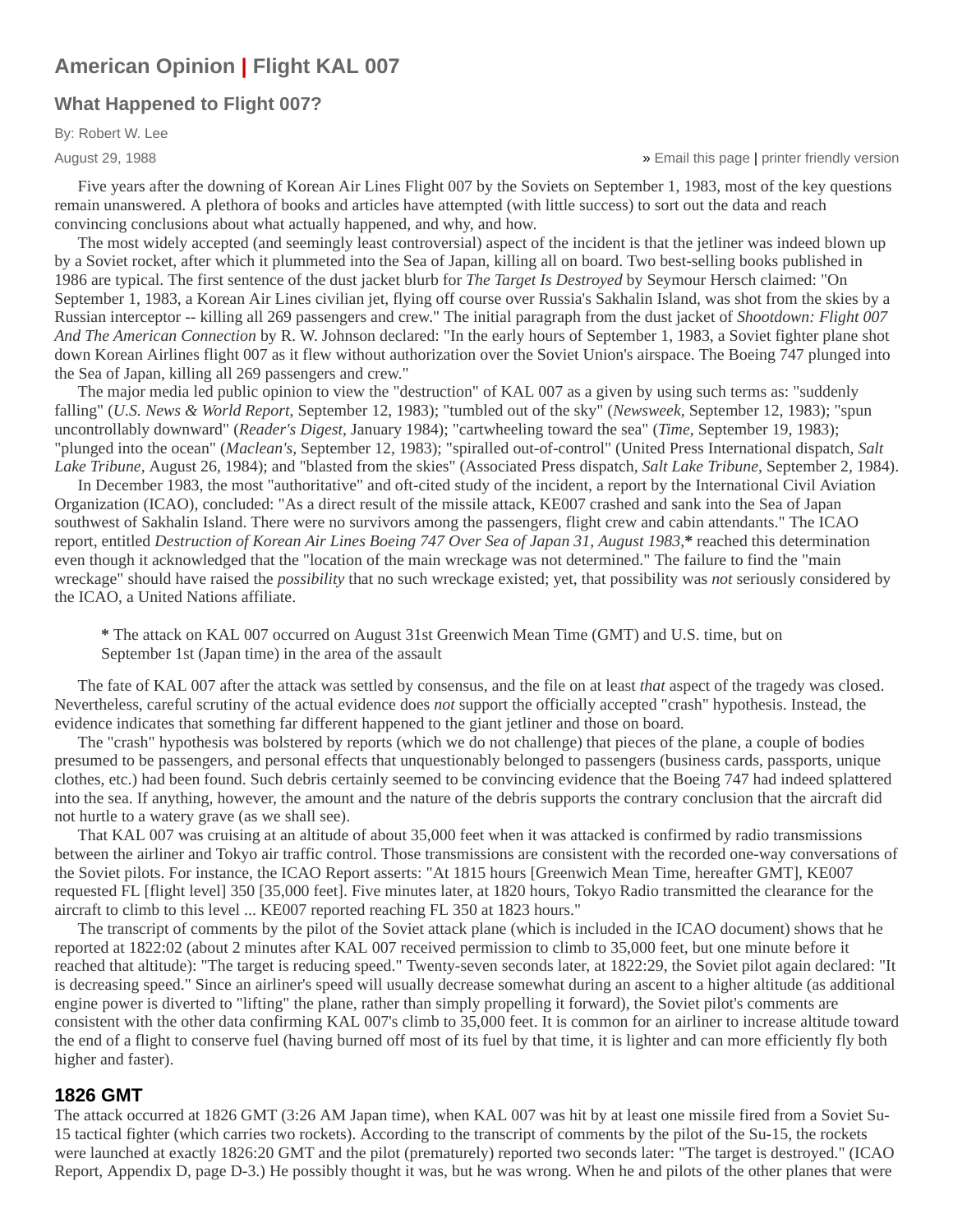## American Opinion | Flight KAL 007

### What Happened to Flight 007?

By: Robert W. Lee

August 29, 1988

» Email this page | printer friendly version

Five years after the downing of Korean Air Lines Flight 007 by the Soviets on September 1, 1983, most of the key questions remain unanswered. A plethora of books and articles have attempted (with little success) to sort out the data and reach convincing conclusions about what actually happened, and why, and how.

The most widely accepted (and seemingly least controversial) aspect of the incident is that the jetliner was indeed blown up by a Soviet rocket, after which it plummeted into the Sea of Japan, killing all on board. Two best-selling books published in 1986 are typical. The first sentence of the dust jacket blurb for *The Target Is Destroyed* by Seymour Hersch claimed: "On September 1, 1983, a Korean Air Lines civilian jet, flying off course over Russia's Sakhalin Island, was shot from the skies by a Russian interceptor -- killing all 269 passengers and crew." The initial paragraph from the dust jacket of *Shootdown: Flight 007 And The American Connection* by R. W. Johnson declared: "In the early hours of September 1, 1983, a Soviet fighter plane shot down Korean Airlines flight 007 as it flew without authorization over the Soviet Union's airspace. The Boeing 747 plunged into the Sea of Japan, killing all 269 passengers and crew."

The major media led public opinion to view the "destruction" of KAL 007 as a given by using such terms as: "suddenly falling" (*U.S. News & World Report*, September 12, 1983); "tumbled out of the sky" (*Newsweek*, September 12, 1983); "spun uncontrollably downward" (*Reader's Digest*, January 1984); "cartwheeling toward the sea" (*Time*, September 19, 1983); "plunged into the ocean" (*Maclean's*, September 12, 1983); "spiralled out-of-control" (United Press International dispatch, *Salt Lake Tribune*, August 26, 1984); and "blasted from the skies" (Associated Press dispatch, *Salt Lake Tribune*, September 2, 1984).

In December 1983, the most "authoritative" and oft-cited study of the incident, a report by the International Civil Aviation Organization (ICAO), concluded: "As a direct result of the missile attack, KE007 crashed and sank into the Sea of Japan southwest of Sakhalin Island. There were no survivors among the passengers, flight crew and cabin attendants." The ICAO report, entitled *Destruction of Korean Air Lines Boeing 747 Over Sea of Japan 31, August 1983*,**\*** reached this determination even though it acknowledged that the "location of the main wreckage was not determined." The failure to find the "main wreckage" should have raised the *possibility* that no such wreckage existed; yet, that possibility was *not* seriously considered by the ICAO, a United Nations affiliate.

> **\*** The attack on KAL 007 occurred on August 31st Greenwich Mean Time (GMT) and U.S. time, but on September 1st (Japan time) in the area of the assault

The fate of KAL 007 after the attack was settled by consensus, and the file on at least *that* aspect of the tragedy was closed. Nevertheless, careful scrutiny of the actual evidence does *not* support the officially accepted "crash" hypothesis. Instead, the evidence indicates that something far different happened to the giant jetliner and those on board.

The "crash" hypothesis was bolstered by reports (which we do not challenge) that pieces of the plane, a couple of bodies presumed to be passengers, and personal effects that unquestionably belonged to passengers (business cards, passports, unique clothes, etc.) had been found. Such debris certainly seemed to be convincing evidence that the Boeing 747 had indeed splattered into the sea. If anything, however, the amount and the nature of the debris supports the contrary conclusion that the aircraft did not hurtle to a watery grave (as we shall see).

That KAL 007 was cruising at an altitude of about 35,000 feet when it was attacked is confirmed by radio transmissions between the airliner and Tokyo air traffic control. Those transmissions are consistent with the recorded one-way conversations of the Soviet pilots. For instance, the ICAO Report asserts: "At 1815 hours [Greenwich Mean Time, hereafter GMT], KE007 requested FL [flight level] 350 [35,000 feet]. Five minutes later, at 1820 hours, Tokyo Radio transmitted the clearance for the aircraft to climb to this level ... KE007 reported reaching FL 350 at 1823 hours."

The transcript of comments by the pilot of the Soviet attack plane (which is included in the ICAO document) shows that he reported at 1822:02 (about 2 minutes after KAL 007 received permission to climb to 35,000 feet, but one minute before it reached that altitude): "The target is reducing speed." Twenty-seven seconds later, at 1822:29, the Soviet pilot again declared: "It is decreasing speed." Since an airliner's speed will usually decrease somewhat during an ascent to a higher altitude (as additional engine power is diverted to "lifting" the plane, rather than simply propelling it forward), the Soviet pilot's comments are consistent with the other data confirming KAL 007's climb to 35,000 feet. It is common for an airliner to increase altitude toward the end of a flight to conserve fuel (having burned off most of its fuel by that time, it is lighter and can more efficiently fly both higher and faster).

### 1826 GMT

The attack occurred at 1826 GMT (3:26 AM Japan time), when KAL 007 was hit by at least one missile fired from a Soviet Su-15 tactical fighter (which carries two rockets). According to the transcript of comments by the pilot of the Su-15, the rockets were launched at exactly 1826:20 GMT and the pilot (prematurely) reported two seconds later: "The target is destroyed." (ICAO Report, Appendix D, page D-3.) He possibly thought it was, but he was wrong. When he and pilots of the other planes that were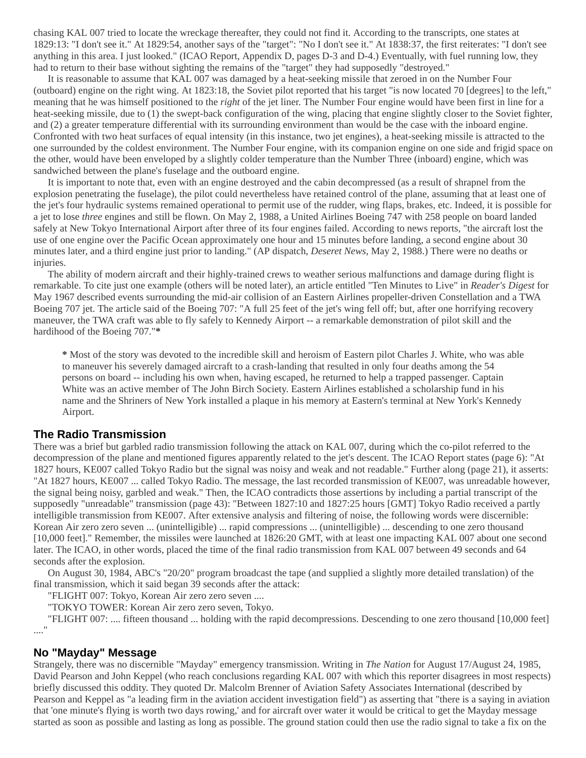chasing KAL 007 tried to locate the wreckage thereafter, they could not find it. According to the transcripts, one states at 1829:13: "I don't see it." At 1829:54, another says of the "target": "No I don't see it." At 1838:37, the first reiterates: "I don't see anything in this area. I just looked." (ICAO Report, Appendix D, pages D-3 and D-4.) Eventually, with fuel running low, they had to return to their base without sighting the remains of the "target" they had supposedly "destroyed."

It is reasonable to assume that KAL 007 was damaged by a heat-seeking missile that zeroed in on the Number Four (outboard) engine on the right wing. At 1823:18, the Soviet pilot reported that his target "is now located 70 [degrees] to the left," meaning that he was himself positioned to the *right* of the jet liner. The Number Four engine would have been first in line for a heat-seeking missile, due to (1) the swept-back configuration of the wing, placing that engine slightly closer to the Soviet fighter, and (2) a greater temperature differential with its surrounding environment than would be the case with the inboard engine. Confronted with two heat surfaces of equal intensity (in this instance, two jet engines), a heat-seeking missile is attracted to the one surrounded by the coldest environment. The Number Four engine, with its companion engine on one side and frigid space on the other, would have been enveloped by a slightly colder temperature than the Number Three (inboard) engine, which was sandwiched between the plane's fuselage and the outboard engine.

It is important to note that, even with an engine destroyed and the cabin decompressed (as a result of shrapnel from the explosion penetrating the fuselage), the pilot could nevertheless have retained control of the plane, assuming that at least one of the jet's four hydraulic systems remained operational to permit use of the rudder, wing flaps, brakes, etc. Indeed, it is possible for a jet to lose *three* engines and still be flown. On May 2, 1988, a United Airlines Boeing 747 with 258 people on board landed safely at New Tokyo International Airport after three of its four engines failed. According to news reports, "the aircraft lost the use of one engine over the Pacific Ocean approximately one hour and 15 minutes before landing, a second engine about 30 minutes later, and a third engine just prior to landing." (AP dispatch, *Deseret News*, May 2, 1988.) There were no deaths or injuries.

The ability of modern aircraft and their highly-trained crews to weather serious malfunctions and damage during flight is remarkable. To cite just one example (others will be noted later), an article entitled "Ten Minutes to Live" in *Reader's Digest* for May 1967 described events surrounding the mid-air collision of an Eastern Airlines propeller-driven Constellation and a TWA Boeing 707 jet. The article said of the Boeing 707: "A full 25 feet of the jet's wing fell off; but, after one horrifying recovery maneuver, the TWA craft was able to fly safely to Kennedy Airport -- a remarkable demonstration of pilot skill and the hardihood of the Boeing 707."**\***

> **\*** Most of the story was devoted to the incredible skill and heroism of Eastern pilot Charles J. White, who was able to maneuver his severely damaged aircraft to a crash-landing that resulted in only four deaths among the 54 persons on board -- including his own when, having escaped, he returned to help a trapped passenger. Captain White was an active member of The John Birch Society. Eastern Airlines established a scholarship fund in his name and the Shriners of New York installed a plaque in his memory at Eastern's terminal at New York's Kennedy Airport.

## The Radio Transmission

There was a brief but garbled radio transmission following the attack on KAL 007, during which the co-pilot referred to the decompression of the plane and mentioned figures apparently related to the jet's descent. The ICAO Report states (page 6): "At 1827 hours, KE007 called Tokyo Radio but the signal was noisy and weak and not readable." Further along (page 21), it asserts: "At 1827 hours, KE007 ... called Tokyo Radio. The message, the last recorded transmission of KE007, was unreadable however, the signal being noisy, garbled and weak." Then, the ICAO contradicts those assertions by including a partial transcript of the supposedly "unreadable" transmission (page 43): "Between 1827:10 and 1827:25 hours [GMT] Tokyo Radio received a partly intelligible transmission from KE007. After extensive analysis and filtering of noise, the following words were discernible: Korean Air zero zero seven ... (unintelligible) ... rapid compressions ... (unintelligible) ... descending to one zero thousand [10,000 feet]." Remember, the missiles were launched at 1826:20 GMT, with at least one impacting KAL 007 about one second later. The ICAO, in other words, placed the time of the final radio transmission from KAL 007 between 49 seconds and 64 seconds after the explosion.

On August 30, 1984, ABC's "20/20" program broadcast the tape (and supplied a slightly more detailed translation) of the final transmission, which it said began 39 seconds after the attack:

"FLIGHT 007: Tokyo, Korean Air zero zero seven ....

"TOKYO TOWER: Korean Air zero zero seven, Tokyo.

"FLIGHT 007: .... fifteen thousand ... holding with the rapid decompressions. Descending to one zero thousand [10,000 feet] ...."

## No "Mayday" Message

Strangely, there was no discernible "Mayday" emergency transmission. Writing in *The Nation* for August 17/August 24, 1985, David Pearson and John Keppel (who reach conclusions regarding KAL 007 with which this reporter disagrees in most respects) briefly discussed this oddity. They quoted Dr. Malcolm Brenner of Aviation Safety Associates International (described by Pearson and Keppel as "a leading firm in the aviation accident investigation field") as asserting that "there is a saying in aviation that 'one minute's flying is worth two days rowing,' and for aircraft over water it would be critical to get the Mayday message started as soon as possible and lasting as long as possible. The ground station could then use the radio signal to take a fix on the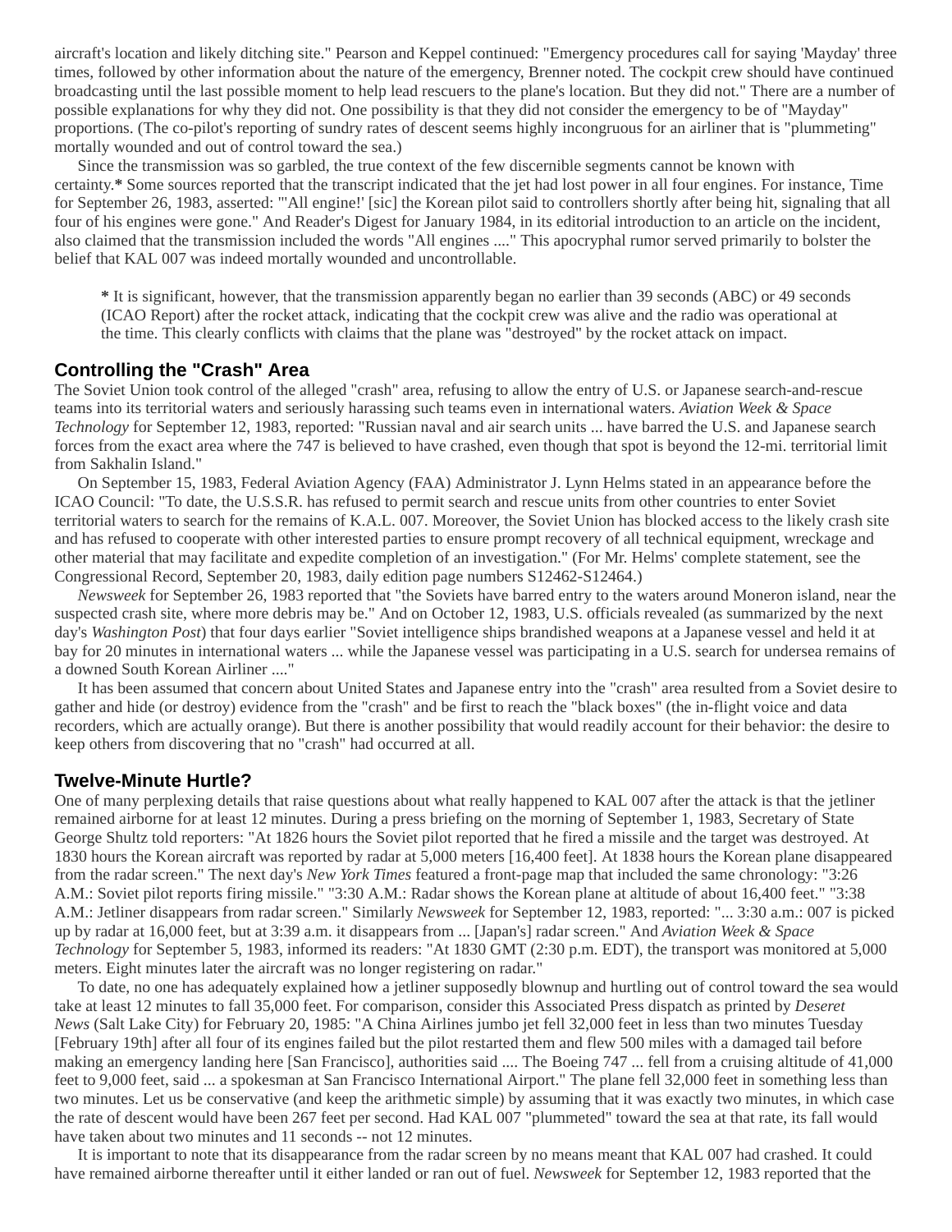aircraft's location and likely ditching site." Pearson and Keppel continued: "Emergency procedures call for saying 'Mayday' three times, followed by other information about the nature of the emergency, Brenner noted. The cockpit crew should have continued broadcasting until the last possible moment to help lead rescuers to the plane's location. But they did not." There are a number of possible explanations for why they did not. One possibility is that they did not consider the emergency to be of "Mayday" proportions. (The co-pilot's reporting of sundry rates of descent seems highly incongruous for an airliner that is "plummeting" mortally wounded and out of control toward the sea.)

Since the transmission was so garbled, the true context of the few discernible segments cannot be known with certainty.**\*** Some sources reported that the transcript indicated that the jet had lost power in all four engines. For instance, Time for September 26, 1983, asserted: "'All engine!' [sic] the Korean pilot said to controllers shortly after being hit, signaling that all four of his engines were gone." And Reader's Digest for January 1984, in its editorial introduction to an article on the incident, also claimed that the transmission included the words "All engines ...." This apocryphal rumor served primarily to bolster the belief that KAL 007 was indeed mortally wounded and uncontrollable.

> **\*** It is significant, however, that the transmission apparently began no earlier than 39 seconds (ABC) or 49 seconds (ICAO Report) after the rocket attack, indicating that the cockpit crew was alive and the radio was operational at the time. This clearly conflicts with claims that the plane was "destroyed" by the rocket attack on impact.

## Controlling the "Crash" Area

The Soviet Union took control of the alleged "crash" area, refusing to allow the entry of U.S. or Japanese search-and-rescue teams into its territorial waters and seriously harassing such teams even in international waters. *Aviation Week & Space Technology* for September 12, 1983, reported: "Russian naval and air search units ... have barred the U.S. and Japanese search forces from the exact area where the 747 is believed to have crashed, even though that spot is beyond the 12-mi. territorial limit from Sakhalin Island."

On September 15, 1983, Federal Aviation Agency (FAA) Administrator J. Lynn Helms stated in an appearance before the ICAO Council: "To date, the U.S.S.R. has refused to permit search and rescue units from other countries to enter Soviet territorial waters to search for the remains of K.A.L. 007. Moreover, the Soviet Union has blocked access to the likely crash site and has refused to cooperate with other interested parties to ensure prompt recovery of all technical equipment, wreckage and other material that may facilitate and expedite completion of an investigation." (For Mr. Helms' complete statement, see the Congressional Record, September 20, 1983, daily edition page numbers S12462-S12464.)

*Newsweek* for September 26, 1983 reported that "the Soviets have barred entry to the waters around Moneron island, near the suspected crash site, where more debris may be." And on October 12, 1983, U.S. officials revealed (as summarized by the next day's *Washington Post*) that four days earlier "Soviet intelligence ships brandished weapons at a Japanese vessel and held it at bay for 20 minutes in international waters ... while the Japanese vessel was participating in a U.S. search for undersea remains of a downed South Korean Airliner ...."

It has been assumed that concern about United States and Japanese entry into the "crash" area resulted from a Soviet desire to gather and hide (or destroy) evidence from the "crash" and be first to reach the "black boxes" (the in-flight voice and data recorders, which are actually orange). But there is another possibility that would readily account for their behavior: the desire to keep others from discovering that no "crash" had occurred at all.

## Twelve-Minute Hurtle?

One of many perplexing details that raise questions about what really happened to KAL 007 after the attack is that the jetliner remained airborne for at least 12 minutes. During a press briefing on the morning of September 1, 1983, Secretary of State George Shultz told reporters: "At 1826 hours the Soviet pilot reported that he fired a missile and the target was destroyed. At 1830 hours the Korean aircraft was reported by radar at 5,000 meters [16,400 feet]. At 1838 hours the Korean plane disappeared from the radar screen." The next day's *New York Times* featured a front-page map that included the same chronology: "3:26 A.M.: Soviet pilot reports firing missile." "3:30 A.M.: Radar shows the Korean plane at altitude of about 16,400 feet." "3:38 A.M.: Jetliner disappears from radar screen." Similarly *Newsweek* for September 12, 1983, reported: "... 3:30 a.m.: 007 is picked up by radar at 16,000 feet, but at 3:39 a.m. it disappears from ... [Japan's] radar screen." And *Aviation Week & Space Technology* for September 5, 1983, informed its readers: "At 1830 GMT (2:30 p.m. EDT), the transport was monitored at 5,000 meters. Eight minutes later the aircraft was no longer registering on radar."

To date, no one has adequately explained how a jetliner supposedly blownup and hurtling out of control toward the sea would take at least 12 minutes to fall 35,000 feet. For comparison, consider this Associated Press dispatch as printed by *Deseret News* (Salt Lake City) for February 20, 1985: "A China Airlines jumbo jet fell 32,000 feet in less than two minutes Tuesday [February 19th] after all four of its engines failed but the pilot restarted them and flew 500 miles with a damaged tail before making an emergency landing here [San Francisco], authorities said .... The Boeing 747 ... fell from a cruising altitude of 41,000 feet to 9,000 feet, said ... a spokesman at San Francisco International Airport." The plane fell 32,000 feet in something less than two minutes. Let us be conservative (and keep the arithmetic simple) by assuming that it was exactly two minutes, in which case the rate of descent would have been 267 feet per second. Had KAL 007 "plummeted" toward the sea at that rate, its fall would have taken about two minutes and 11 seconds -- not 12 minutes.

It is important to note that its disappearance from the radar screen by no means meant that KAL 007 had crashed. It could have remained airborne thereafter until it either landed or ran out of fuel. *Newsweek* for September 12, 1983 reported that the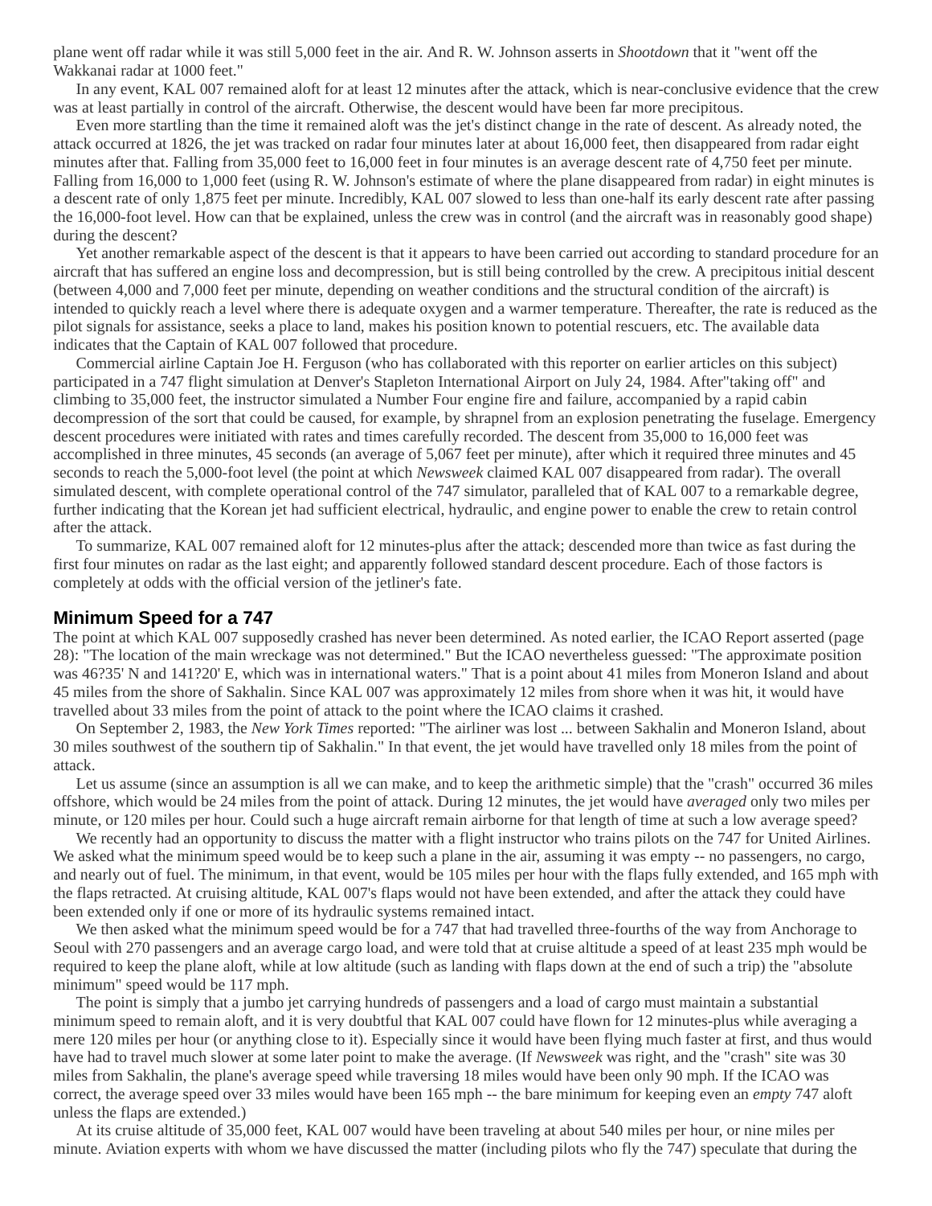plane went off radar while it was still 5,000 feet in the air. And R. W. Johnson asserts in *Shootdown* that it "went off the Wakkanai radar at 1000 feet."

In any event, KAL 007 remained aloft for at least 12 minutes after the attack, which is near-conclusive evidence that the crew was at least partially in control of the aircraft. Otherwise, the descent would have been far more precipitous.

Even more startling than the time it remained aloft was the jet's distinct change in the rate of descent. As already noted, the attack occurred at 1826, the jet was tracked on radar four minutes later at about 16,000 feet, then disappeared from radar eight minutes after that. Falling from 35,000 feet to 16,000 feet in four minutes is an average descent rate of 4,750 feet per minute. Falling from 16,000 to 1,000 feet (using R. W. Johnson's estimate of where the plane disappeared from radar) in eight minutes is a descent rate of only 1,875 feet per minute. Incredibly, KAL 007 slowed to less than one-half its early descent rate after passing the 16,000-foot level. How can that be explained, unless the crew was in control (and the aircraft was in reasonably good shape) during the descent?

Yet another remarkable aspect of the descent is that it appears to have been carried out according to standard procedure for an aircraft that has suffered an engine loss and decompression, but is still being controlled by the crew. A precipitous initial descent (between 4,000 and 7,000 feet per minute, depending on weather conditions and the structural condition of the aircraft) is intended to quickly reach a level where there is adequate oxygen and a warmer temperature. Thereafter, the rate is reduced as the pilot signals for assistance, seeks a place to land, makes his position known to potential rescuers, etc. The available data indicates that the Captain of KAL 007 followed that procedure.

Commercial airline Captain Joe H. Ferguson (who has collaborated with this reporter on earlier articles on this subject) participated in a 747 flight simulation at Denver's Stapleton International Airport on July 24, 1984. After"taking off" and climbing to 35,000 feet, the instructor simulated a Number Four engine fire and failure, accompanied by a rapid cabin decompression of the sort that could be caused, for example, by shrapnel from an explosion penetrating the fuselage. Emergency descent procedures were initiated with rates and times carefully recorded. The descent from 35,000 to 16,000 feet was accomplished in three minutes, 45 seconds (an average of 5,067 feet per minute), after which it required three minutes and 45 seconds to reach the 5,000-foot level (the point at which *Newsweek* claimed KAL 007 disappeared from radar). The overall simulated descent, with complete operational control of the 747 simulator, paralleled that of KAL 007 to a remarkable degree, further indicating that the Korean jet had sufficient electrical, hydraulic, and engine power to enable the crew to retain control after the attack.

To summarize, KAL 007 remained aloft for 12 minutes-plus after the attack; descended more than twice as fast during the first four minutes on radar as the last eight; and apparently followed standard descent procedure. Each of those factors is completely at odds with the official version of the jetliner's fate.

## Minimum Speed for a 747

The point at which KAL 007 supposedly crashed has never been determined. As noted earlier, the ICAO Report asserted (page 28): "The location of the main wreckage was not determined." But the ICAO nevertheless guessed: "The approximate position was 46?35' N and 141?20' E, which was in international waters." That is a point about 41 miles from Moneron Island and about 45 miles from the shore of Sakhalin. Since KAL 007 was approximately 12 miles from shore when it was hit, it would have travelled about 33 miles from the point of attack to the point where the ICAO claims it crashed.

On September 2, 1983, the *New York Times* reported: "The airliner was lost ... between Sakhalin and Moneron Island, about 30 miles southwest of the southern tip of Sakhalin." In that event, the jet would have travelled only 18 miles from the point of attack.

Let us assume (since an assumption is all we can make, and to keep the arithmetic simple) that the "crash" occurred 36 miles offshore, which would be 24 miles from the point of attack. During 12 minutes, the jet would have *averaged* only two miles per minute, or 120 miles per hour. Could such a huge aircraft remain airborne for that length of time at such a low average speed?

We recently had an opportunity to discuss the matter with a flight instructor who trains pilots on the 747 for United Airlines. We asked what the minimum speed would be to keep such a plane in the air, assuming it was empty -- no passengers, no cargo, and nearly out of fuel. The minimum, in that event, would be 105 miles per hour with the flaps fully extended, and 165 mph with the flaps retracted. At cruising altitude, KAL 007's flaps would not have been extended, and after the attack they could have been extended only if one or more of its hydraulic systems remained intact.

We then asked what the minimum speed would be for a 747 that had travelled three-fourths of the way from Anchorage to Seoul with 270 passengers and an average cargo load, and were told that at cruise altitude a speed of at least 235 mph would be required to keep the plane aloft, while at low altitude (such as landing with flaps down at the end of such a trip) the "absolute minimum" speed would be 117 mph.

The point is simply that a jumbo jet carrying hundreds of passengers and a load of cargo must maintain a substantial minimum speed to remain aloft, and it is very doubtful that KAL 007 could have flown for 12 minutes-plus while averaging a mere 120 miles per hour (or anything close to it). Especially since it would have been flying much faster at first, and thus would have had to travel much slower at some later point to make the average. (If *Newsweek* was right, and the "crash" site was 30 miles from Sakhalin, the plane's average speed while traversing 18 miles would have been only 90 mph. If the ICAO was correct, the average speed over 33 miles would have been 165 mph -- the bare minimum for keeping even an *empty* 747 aloft unless the flaps are extended.)

At its cruise altitude of 35,000 feet, KAL 007 would have been traveling at about 540 miles per hour, or nine miles per minute. Aviation experts with whom we have discussed the matter (including pilots who fly the 747) speculate that during the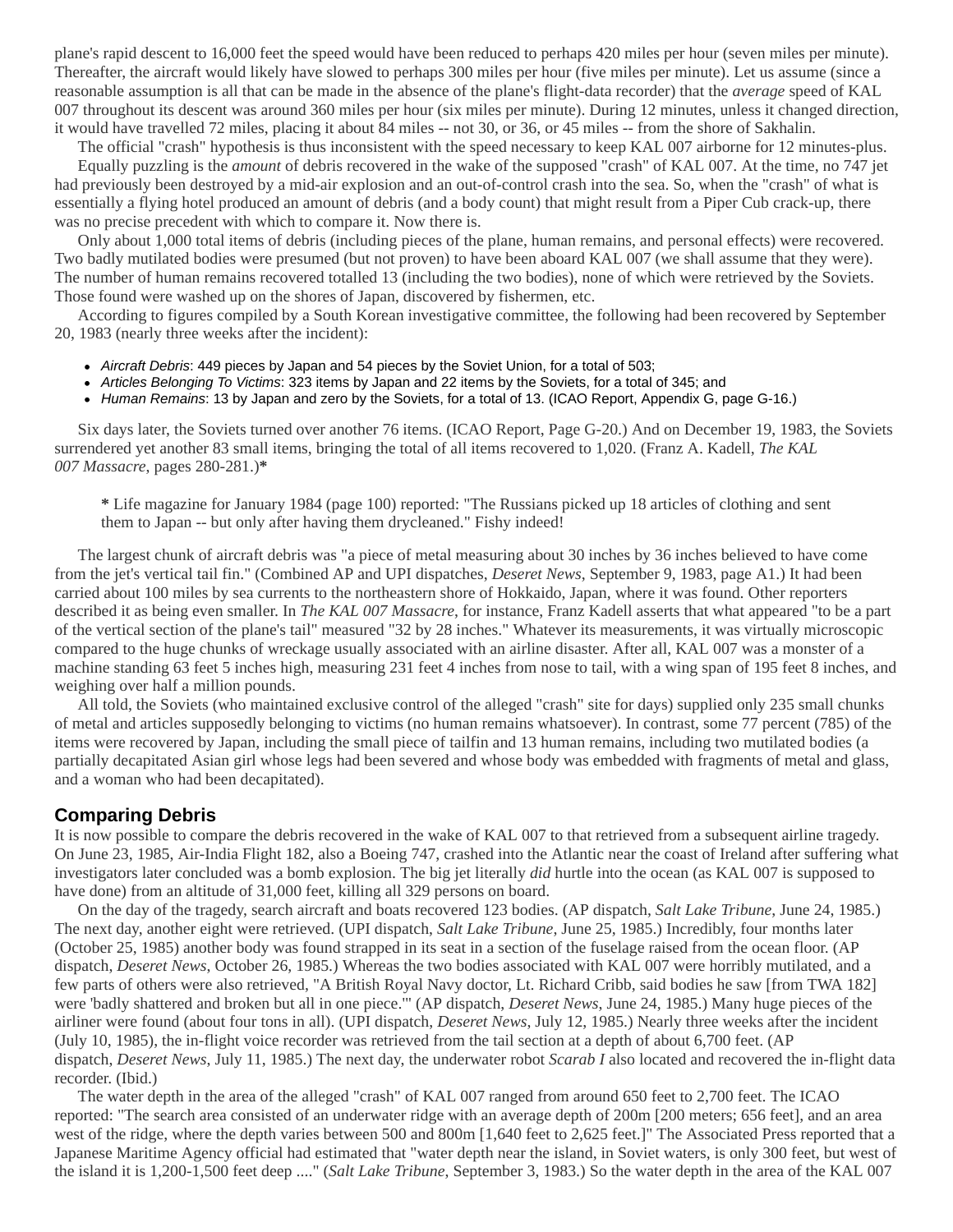plane's rapid descent to 16,000 feet the speed would have been reduced to perhaps 420 miles per hour (seven miles per minute). Thereafter, the aircraft would likely have slowed to perhaps 300 miles per hour (five miles per minute). Let us assume (since a reasonable assumption is all that can be made in the absence of the plane's flight-data recorder) that the *average* speed of KAL 007 throughout its descent was around 360 miles per hour (six miles per minute). During 12 minutes, unless it changed direction, it would have travelled 72 miles, placing it about 84 miles -- not 30, or 36, or 45 miles -- from the shore of Sakhalin.

The official "crash" hypothesis is thus inconsistent with the speed necessary to keep KAL 007 airborne for 12 minutes-plus.

Equally puzzling is the *amount* of debris recovered in the wake of the supposed "crash" of KAL 007. At the time, no 747 jet had previously been destroyed by a mid-air explosion and an out-of-control crash into the sea. So, when the "crash" of what is essentially a flying hotel produced an amount of debris (and a body count) that might result from a Piper Cub crack-up, there was no precise precedent with which to compare it. Now there is.

Only about 1,000 total items of debris (including pieces of the plane, human remains, and personal effects) were recovered. Two badly mutilated bodies were presumed (but not proven) to have been aboard KAL 007 (we shall assume that they were). The number of human remains recovered totalled 13 (including the two bodies), none of which were retrieved by the Soviets. Those found were washed up on the shores of Japan, discovered by fishermen, etc.

According to figures compiled by a South Korean investigative committee, the following had been recovered by September 20, 1983 (nearly three weeks after the incident):

- *Aircraft Debris*: 449 pieces by Japan and 54 pieces by the Soviet Union, for a total of 503;
- *Articles Belonging To Victims*: 323 items by Japan and 22 items by the Soviets, for a total of 345; and
- *Human Remains*: 13 by Japan and zero by the Soviets, for a total of 13. (ICAO Report, Appendix G, page G-16.)

Six days later, the Soviets turned over another 76 items. (ICAO Report, Page G-20.) And on December 19, 1983, the Soviets surrendered yet another 83 small items, bringing the total of all items recovered to 1,020. (Franz A. Kadell, *The KAL 007 Massacre*, pages 280-281.)**\***

> **\*** Life magazine for January 1984 (page 100) reported: "The Russians picked up 18 articles of clothing and sent them to Japan -- but only after having them drycleaned." Fishy indeed!

The largest chunk of aircraft debris was "a piece of metal measuring about 30 inches by 36 inches believed to have come from the jet's vertical tail fin." (Combined AP and UPI dispatches, *Deseret News*, September 9, 1983, page A1.) It had been carried about 100 miles by sea currents to the northeastern shore of Hokkaido, Japan, where it was found. Other reporters described it as being even smaller. In *The KAL 007 Massacre*, for instance, Franz Kadell asserts that what appeared "to be a part of the vertical section of the plane's tail" measured "32 by 28 inches." Whatever its measurements, it was virtually microscopic compared to the huge chunks of wreckage usually associated with an airline disaster. After all, KAL 007 was a monster of a machine standing 63 feet 5 inches high, measuring 231 feet 4 inches from nose to tail, with a wing span of 195 feet 8 inches, and weighing over half a million pounds.

All told, the Soviets (who maintained exclusive control of the alleged "crash" site for days) supplied only 235 small chunks of metal and articles supposedly belonging to victims (no human remains whatsoever). In contrast, some 77 percent (785) of the items were recovered by Japan, including the small piece of tailfin and 13 human remains, including two mutilated bodies (a partially decapitated Asian girl whose legs had been severed and whose body was embedded with fragments of metal and glass, and a woman who had been decapitated).

## Comparing Debris

It is now possible to compare the debris recovered in the wake of KAL 007 to that retrieved from a subsequent airline tragedy. On June 23, 1985, Air-India Flight 182, also a Boeing 747, crashed into the Atlantic near the coast of Ireland after suffering what investigators later concluded was a bomb explosion. The big jet literally *did* hurtle into the ocean (as KAL 007 is supposed to have done) from an altitude of 31,000 feet, killing all 329 persons on board.

On the day of the tragedy, search aircraft and boats recovered 123 bodies. (AP dispatch, *Salt Lake Tribune*, June 24, 1985.) The next day, another eight were retrieved. (UPI dispatch, *Salt Lake Tribune*, June 25, 1985.) Incredibly, four months later (October 25, 1985) another body was found strapped in its seat in a section of the fuselage raised from the ocean floor. (AP dispatch, *Deseret News*, October 26, 1985.) Whereas the two bodies associated with KAL 007 were horribly mutilated, and a few parts of others were also retrieved, "A British Royal Navy doctor, Lt. Richard Cribb, said bodies he saw [from TWA 182] were 'badly shattered and broken but all in one piece.'" (AP dispatch, *Deseret News*, June 24, 1985.) Many huge pieces of the airliner were found (about four tons in all). (UPI dispatch, *Deseret News*, July 12, 1985.) Nearly three weeks after the incident (July 10, 1985), the in-flight voice recorder was retrieved from the tail section at a depth of about 6,700 feet. (AP dispatch, *Deseret News*, July 11, 1985.) The next day, the underwater robot *Scarab I* also located and recovered the in-flight data recorder. (Ibid.)

The water depth in the area of the alleged "crash" of KAL 007 ranged from around 650 feet to 2,700 feet. The ICAO reported: "The search area consisted of an underwater ridge with an average depth of 200m [200 meters; 656 feet], and an area west of the ridge, where the depth varies between 500 and 800m [1,640 feet to 2,625 feet.]" The Associated Press reported that a Japanese Maritime Agency official had estimated that "water depth near the island, in Soviet waters, is only 300 feet, but west of the island it is 1,200-1,500 feet deep ...." (*Salt Lake Tribune*, September 3, 1983.) So the water depth in the area of the KAL 007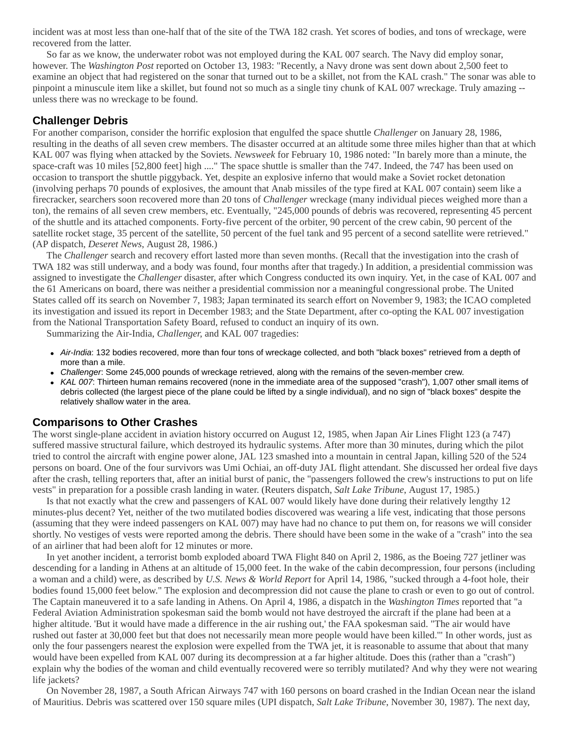incident was at most less than one-half that of the site of the TWA 182 crash. Yet scores of bodies, and tons of wreckage, were recovered from the latter.

So far as we know, the underwater robot was not employed during the KAL 007 search. The Navy did employ sonar, however. The *Washington Post* reported on October 13, 1983: "Recently, a Navy drone was sent down about 2,500 feet to examine an object that had registered on the sonar that turned out to be a skillet, not from the KAL crash." The sonar was able to pinpoint a minuscule item like a skillet, but found not so much as a single tiny chunk of KAL 007 wreckage. Truly amazing -- unless there was no wreckage to be found.

## Challenger Debris

For another comparison, consider the horrific explosion that engulfed the space shuttle *Challenger* on January 28, 1986, resulting in the deaths of all seven crew members. The disaster occurred at an altitude some three miles higher than that at which KAL 007 was flying when attacked by the Soviets. *Newsweek* for February 10, 1986 noted: "In barely more than a minute, the space-craft was 10 miles [52,800 feet] high ...." The space shuttle is smaller than the 747. Indeed, the 747 has been used on occasion to transport the shuttle piggyback. Yet, despite an explosive inferno that would make a Soviet rocket detonation (involving perhaps 70 pounds of explosives, the amount that Anab missiles of the type fired at KAL 007 contain) seem like a firecracker, searchers soon recovered more than 20 tons of *Challenger* wreckage (many individual pieces weighed more than a ton), the remains of all seven crew members, etc. Eventually, "245,000 pounds of debris was recovered, representing 45 percent of the shuttle and its attached components. Forty-five percent of the orbiter, 90 percent of the crew cabin, 90 percent of the satellite rocket stage, 35 percent of the satellite, 50 percent of the fuel tank and 95 percent of a second satellite were retrieved." (AP dispatch, *Deseret News*, August 28, 1986.)

The *Challenger* search and recovery effort lasted more than seven months. (Recall that the investigation into the crash of TWA 182 was still underway, and a body was found, four months after that tragedy.) In addition, a presidential commission was assigned to investigate the *Challenger* disaster, after which Congress conducted its own inquiry. Yet, in the case of KAL 007 and the 61 Americans on board, there was neither a presidential commission nor a meaningful congressional probe. The United States called off its search on November 7, 1983; Japan terminated its search effort on November 9, 1983; the ICAO completed its investigation and issued its report in December 1983; and the State Department, after co-opting the KAL 007 investigation from the National Transportation Safety Board, refused to conduct an inquiry of its own.

Summarizing the Air-India, *Challenger*, and KAL 007 tragedies:

- *Air-India*: 132 bodies recovered, more than four tons of wreckage collected, and both "black boxes" retrieved from a depth of more than a mile.
- *Challenger*: Some 245,000 pounds of wreckage retrieved, along with the remains of the seven-member crew.
- *KAL 007*: Thirteen human remains recovered (none in the immediate area of the supposed "crash"), 1,007 other small items of debris collected (the largest piece of the plane could be lifted by a single individual), and no sign of "black boxes" despite the relatively shallow water in the area.

## Comparisons to Other Crashes

The worst single-plane accident in aviation history occurred on August 12, 1985, when Japan Air Lines Flight 123 (a 747) suffered massive structural failure, which destroyed its hydraulic systems. After more than 30 minutes, during which the pilot tried to control the aircraft with engine power alone, JAL 123 smashed into a mountain in central Japan, killing 520 of the 524 persons on board. One of the four survivors was Umi Ochiai, an off-duty JAL flight attendant. She discussed her ordeal five days after the crash, telling reporters that, after an initial burst of panic, the "passengers followed the crew's instructions to put on life vests" in preparation for a possible crash landing in water. (Reuters dispatch, *Salt Lake Tribune*, August 17, 1985.)

Is that not exactly what the crew and passengers of KAL 007 would likely have done during their relatively lengthy 12 minutes-plus decent? Yet, neither of the two mutilated bodies discovered was wearing a life vest, indicating that those persons (assuming that they were indeed passengers on KAL 007) may have had no chance to put them on, for reasons we will consider shortly. No vestiges of vests were reported among the debris. There should have been some in the wake of a "crash" into the sea of an airliner that had been aloft for 12 minutes or more.

In yet another incident, a terrorist bomb exploded aboard TWA Flight 840 on April 2, 1986, as the Boeing 727 jetliner was descending for a landing in Athens at an altitude of 15,000 feet. In the wake of the cabin decompression, four persons (including a woman and a child) were, as described by *U.S. News & World Report* for April 14, 1986, "sucked through a 4-foot hole, their bodies found 15,000 feet below." The explosion and decompression did not cause the plane to crash or even to go out of control. The Captain maneuvered it to a safe landing in Athens. On April 4, 1986, a dispatch in the *Washington Times* reported that "a Federal Aviation Administration spokesman said the bomb would not have destroyed the aircraft if the plane had been at a higher altitude. 'But it would have made a difference in the air rushing out,' the FAA spokesman said. "The air would have rushed out faster at 30,000 feet but that does not necessarily mean more people would have been killed.'" In other words, just as only the four passengers nearest the explosion were expelled from the TWA jet, it is reasonable to assume that about that many would have been expelled from KAL 007 during its decompression at a far higher altitude. Does this (rather than a "crash") explain why the bodies of the woman and child eventually recovered were so terribly mutilated? And why they were not wearing life jackets?

On November 28, 1987, a South African Airways 747 with 160 persons on board crashed in the Indian Ocean near the island of Mauritius. Debris was scattered over 150 square miles (UPI dispatch, *Salt Lake Tribune*, November 30, 1987). The next day,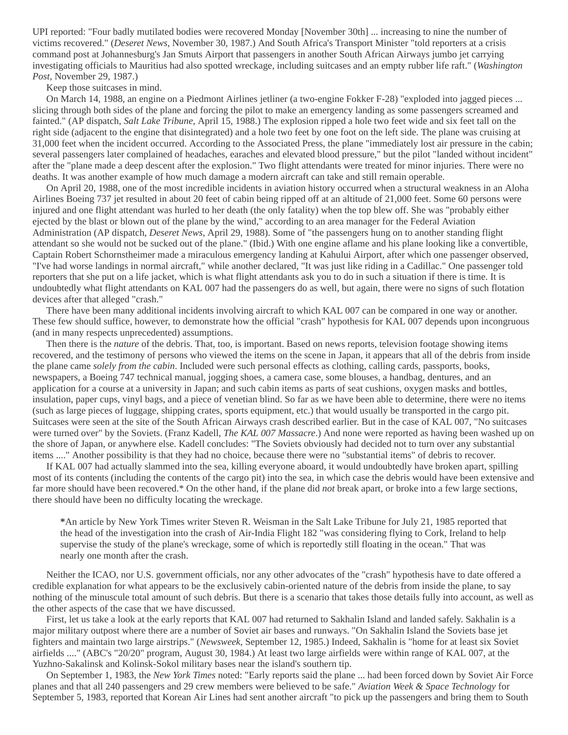UPI reported: "Four badly mutilated bodies were recovered Monday [November 30th] ... increasing to nine the number of victims recovered." (*Deseret News*, November 30, 1987.) And South Africa's Transport Minister "told reporters at a crisis command post at Johannesburg's Jan Smuts Airport that passengers in another South African Airways jumbo jet carrying investigating officials to Mauritius had also spotted wreckage, including suitcases and an empty rubber life raft." (*Washington Post*, November 29, 1987.)

Keep those suitcases in mind.

On March 14, 1988, an engine on a Piedmont Airlines jetliner (a two-engine Fokker F-28) "exploded into jagged pieces ... slicing through both sides of the plane and forcing the pilot to make an emergency landing as some passengers screamed and fainted." (AP dispatch, *Salt Lake Tribune*, April 15, 1988.) The explosion ripped a hole two feet wide and six feet tall on the right side (adjacent to the engine that disintegrated) and a hole two feet by one foot on the left side. The plane was cruising at 31,000 feet when the incident occurred. According to the Associated Press, the plane "immediately lost air pressure in the cabin; several passengers later complained of headaches, earaches and elevated blood pressure," but the pilot "landed without incident" after the "plane made a deep descent after the explosion." Two flight attendants were treated for minor injuries. There were no deaths. It was another example of how much damage a modern aircraft can take and still remain operable.

On April 20, 1988, one of the most incredible incidents in aviation history occurred when a structural weakness in an Aloha Airlines Boeing 737 jet resulted in about 20 feet of cabin being ripped off at an altitude of 21,000 feet. Some 60 persons were injured and one flight attendant was hurled to her death (the only fatality) when the top blew off. She was "probably either ejected by the blast or blown out of the plane by the wind," according to an area manager for the Federal Aviation Administration (AP dispatch, *Deseret News*, April 29, 1988). Some of "the passengers hung on to another standing flight attendant so she would not be sucked out of the plane." (Ibid.) With one engine aflame and his plane looking like a convertible, Captain Robert Schornstheimer made a miraculous emergency landing at Kahului Airport, after which one passenger observed, "I've had worse landings in normal aircraft," while another declared, "It was just like riding in a Cadillac." One passenger told reporters that she put on a life jacket, which is what flight attendants ask you to do in such a situation if there is time. It is undoubtedly what flight attendants on KAL 007 had the passengers do as well, but again, there were no signs of such flotation devices after that alleged "crash."

There have been many additional incidents involving aircraft to which KAL 007 can be compared in one way or another. These few should suffice, however, to demonstrate how the official "crash" hypothesis for KAL 007 depends upon incongruous (and in many respects unprecedented) assumptions.

Then there is the *nature* of the debris. That, too, is important. Based on news reports, television footage showing items recovered, and the testimony of persons who viewed the items on the scene in Japan, it appears that all of the debris from inside the plane came *solely from the cabin*. Included were such personal effects as clothing, calling cards, passports, books, newspapers, a Boeing 747 technical manual, jogging shoes, a camera case, some blouses, a handbag, dentures, and an application for a course at a university in Japan; and such cabin items as parts of seat cushions, oxygen masks and bottles, insulation, paper cups, vinyl bags, and a piece of venetian blind. So far as we have been able to determine, there were no items (such as large pieces of luggage, shipping crates, sports equipment, etc.) that would usually be transported in the cargo pit. Suitcases were seen at the site of the South African Airways crash described earlier. But in the case of KAL 007, "No suitcases were turned over" by the Soviets. (Franz Kadell, *The KAL 007 Massacre*.) And none were reported as having been washed up on the shore of Japan, or anywhere else. Kadell concludes: "The Soviets obviously had decided not to turn over any substantial items ...." Another possibility is that they had no choice, because there were no "substantial items" of debris to recover.

If KAL 007 had actually slammed into the sea, killing everyone aboard, it would undoubtedly have broken apart, spilling most of its contents (including the contents of the cargo pit) into the sea, in which case the debris would have been extensive and far more should have been recovered.* On the other hand, if the plane did *not* break apart, or broke into a few large sections, there should have been no difficulty locating the wreckage.

> ***An article by New York Times writer Steven R. Weisman in the Salt Lake Tribune for July 21, 1985 reported that the head of the investigation into the crash of Air-India Flight 182 "was considering flying to Cork, Ireland to help supervise the study of the plane's wreckage, some of which is reportedly still floating in the ocean." That was nearly one month after the crash.

Neither the ICAO, nor U.S. government officials, nor any other advocates of the "crash" hypothesis have to date offered a credible explanation for what appears to be the exclusively cabin-oriented nature of the debris from inside the plane, to say nothing of the minuscule total amount of such debris. But there is a scenario that takes those details fully into account, as well as the other aspects of the case that we have discussed.

First, let us take a look at the early reports that KAL 007 had returned to Sakhalin Island and landed safely. Sakhalin is a major military outpost where there are a number of Soviet air bases and runways. "On Sakhalin Island the Soviets base jet fighters and maintain two large airstrips." (*Newsweek*, September 12, 1985.) Indeed, Sakhalin is "home for at least six Soviet airfields ...." (ABC's "20/20" program, August 30, 1984.) At least two large airfields were within range of KAL 007, at the Yuzhno-Sakalinsk and Kolinsk-Sokol military bases near the island's southern tip.

On September 1, 1983, the *New York Times* noted: "Early reports said the plane ... had been forced down by Soviet Air Force planes and that all 240 passengers and 29 crew members were believed to be safe." *Aviation Week & Space Technology* for September 5, 1983, reported that Korean Air Lines had sent another aircraft "to pick up the passengers and bring them to South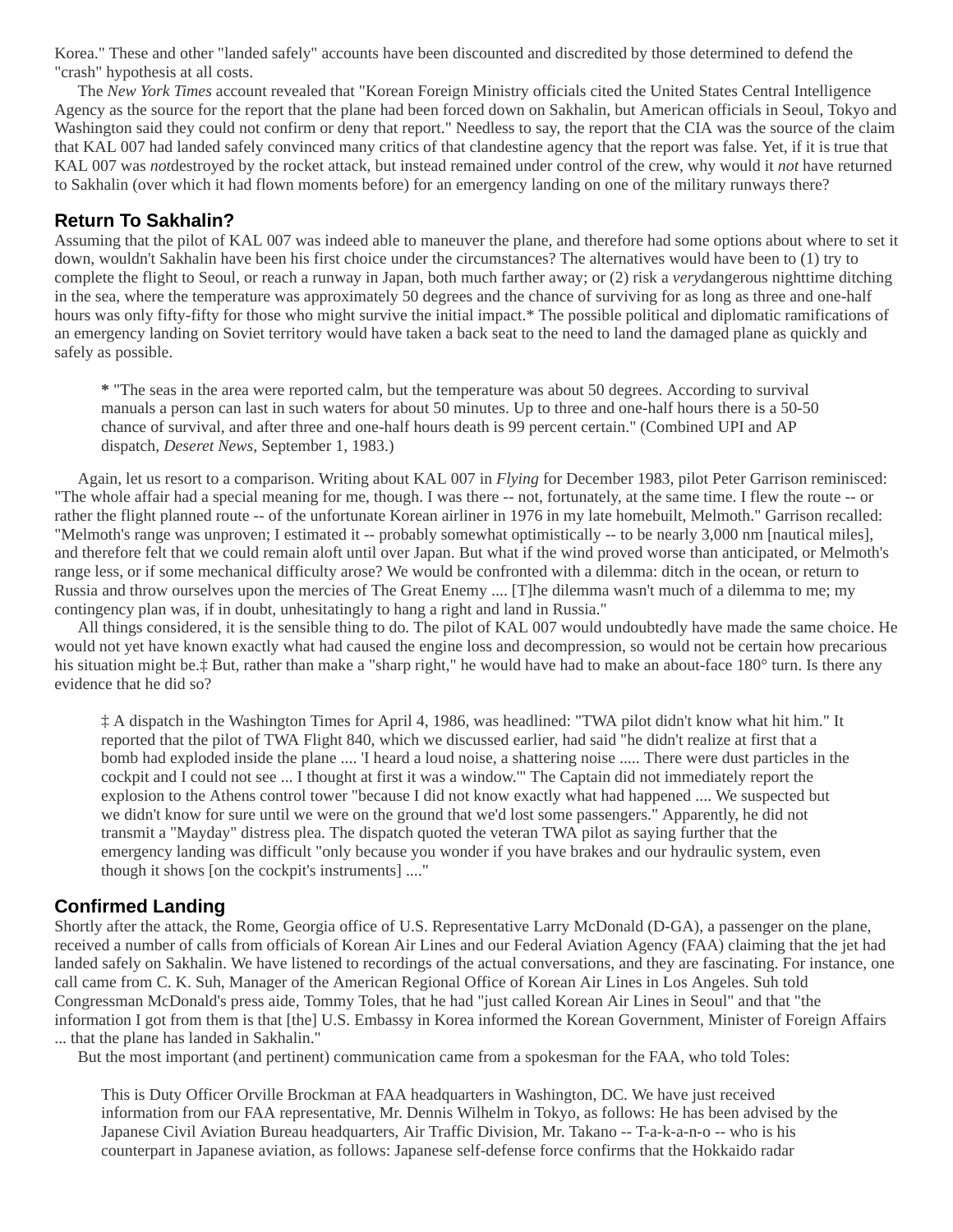Korea." These and other "landed safely" accounts have been discounted and discredited by those determined to defend the "crash" hypothesis at all costs.

The *New York Times* account revealed that "Korean Foreign Ministry officials cited the United States Central Intelligence Agency as the source for the report that the plane had been forced down on Sakhalin, but American officials in Seoul, Tokyo and Washington said they could not confirm or deny that report." Needless to say, the report that the CIA was the source of the claim that KAL 007 had landed safely convinced many critics of that clandestine agency that the report was false. Yet, if it is true that KAL 007 was *not*destroyed by the rocket attack, but instead remained under control of the crew, why would it *not* have returned to Sakhalin (over which it had flown moments before) for an emergency landing on one of the military runways there?

## Return To Sakhalin?

Assuming that the pilot of KAL 007 was indeed able to maneuver the plane, and therefore had some options about where to set it down, wouldn't Sakhalin have been his first choice under the circumstances? The alternatives would have been to (1) try to complete the flight to Seoul, or reach a runway in Japan, both much farther away; or (2) risk a *very*dangerous nighttime ditching in the sea, where the temperature was approximately 50 degrees and the chance of surviving for as long as three and one-half hours was only fifty-fifty for those who might survive the initial impact.* The possible political and diplomatic ramifications of an emergency landing on Soviet territory would have taken a back seat to the need to land the damaged plane as quickly and safely as possible.

> **\*** "The seas in the area were reported calm, but the temperature was about 50 degrees. According to survival manuals a person can last in such waters for about 50 minutes. Up to three and one-half hours there is a 50-50 chance of survival, and after three and one-half hours death is 99 percent certain." (Combined UPI and AP dispatch, *Deseret News*, September 1, 1983.)

Again, let us resort to a comparison. Writing about KAL 007 in *Flying* for December 1983, pilot Peter Garrison reminisced: "The whole affair had a special meaning for me, though. I was there -- not, fortunately, at the same time. I flew the route -- or rather the flight planned route -- of the unfortunate Korean airliner in 1976 in my late homebuilt, Melmoth." Garrison recalled: "Melmoth's range was unproven; I estimated it -- probably somewhat optimistically -- to be nearly 3,000 nm [nautical miles], and therefore felt that we could remain aloft until over Japan. But what if the wind proved worse than anticipated, or Melmoth's range less, or if some mechanical difficulty arose? We would be confronted with a dilemma: ditch in the ocean, or return to Russia and throw ourselves upon the mercies of The Great Enemy .... [T]he dilemma wasn't much of a dilemma to me; my contingency plan was, if in doubt, unhesitatingly to hang a right and land in Russia."

All things considered, it is the sensible thing to do. The pilot of KAL 007 would undoubtedly have made the same choice. He would not yet have known exactly what had caused the engine loss and decompression, so would not be certain how precarious his situation might be.‡ But, rather than make a "sharp right," he would have had to make an about-face 180° turn. Is there any evidence that he did so?

> ‡ A dispatch in the Washington Times for April 4, 1986, was headlined: "TWA pilot didn't know what hit him." It reported that the pilot of TWA Flight 840, which we discussed earlier, had said "he didn't realize at first that a bomb had exploded inside the plane .... 'I heard a loud noise, a shattering noise ..... There were dust particles in the cockpit and I could not see ... I thought at first it was a window.'" The Captain did not immediately report the explosion to the Athens control tower "because I did not know exactly what had happened .... We suspected but we didn't know for sure until we were on the ground that we'd lost some passengers." Apparently, he did not transmit a "Mayday" distress plea. The dispatch quoted the veteran TWA pilot as saying further that the emergency landing was difficult "only because you wonder if you have brakes and our hydraulic system, even though it shows [on the cockpit's instruments] ...."

## Confirmed Landing

Shortly after the attack, the Rome, Georgia office of U.S. Representative Larry McDonald (D-GA), a passenger on the plane, received a number of calls from officials of Korean Air Lines and our Federal Aviation Agency (FAA) claiming that the jet had landed safely on Sakhalin. We have listened to recordings of the actual conversations, and they are fascinating. For instance, one call came from C. K. Suh, Manager of the American Regional Office of Korean Air Lines in Los Angeles. Suh told Congressman McDonald's press aide, Tommy Toles, that he had "just called Korean Air Lines in Seoul" and that "the information I got from them is that [the] U.S. Embassy in Korea informed the Korean Government, Minister of Foreign Affairs ... that the plane has landed in Sakhalin."

But the most important (and pertinent) communication came from a spokesman for the FAA, who told Toles:

> This is Duty Officer Orville Brockman at FAA headquarters in Washington, DC. We have just received information from our FAA representative, Mr. Dennis Wilhelm in Tokyo, as follows: He has been advised by the Japanese Civil Aviation Bureau headquarters, Air Traffic Division, Mr. Takano -- T-a-k-a-n-o -- who is his counterpart in Japanese aviation, as follows: Japanese self-defense force confirms that the Hokkaido radar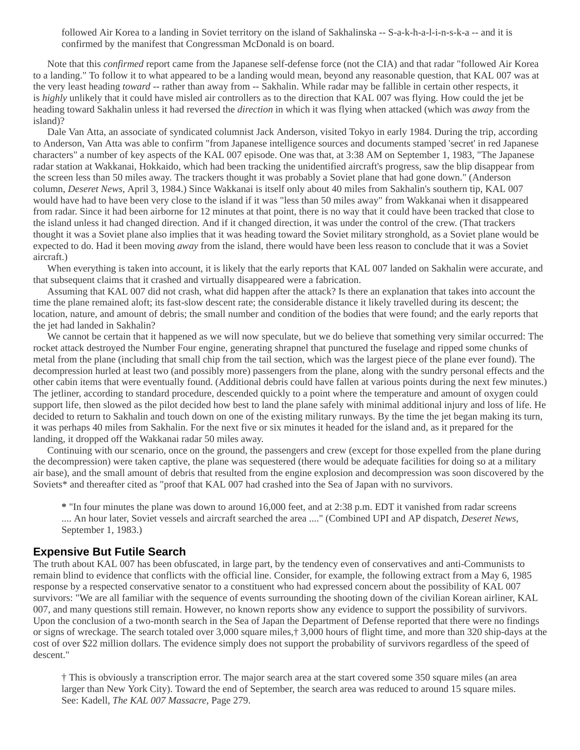> followed Air Korea to a landing in Soviet territory on the island of Sakhalinska -- S-a-k-h-a-l-i-n-s-k-a -- and it is confirmed by the manifest that Congressman McDonald is on board.

Note that this *confirmed* report came from the Japanese self-defense force (not the CIA) and that radar "followed Air Korea to a landing." To follow it to what appeared to be a landing would mean, beyond any reasonable question, that KAL 007 was at the very least heading *toward* -- rather than away from -- Sakhalin. While radar may be fallible in certain other respects, it is *highly* unlikely that it could have misled air controllers as to the direction that KAL 007 was flying. How could the jet be heading toward Sakhalin unless it had reversed the *direction* in which it was flying when attacked (which was *away* from the island)?

Dale Van Atta, an associate of syndicated columnist Jack Anderson, visited Tokyo in early 1984. During the trip, according to Anderson, Van Atta was able to confirm "from Japanese intelligence sources and documents stamped 'secret' in red Japanese characters" a number of key aspects of the KAL 007 episode. One was that, at 3:38 AM on September 1, 1983, "The Japanese radar station at Wakkanai, Hokkaido, which had been tracking the unidentified aircraft's progress, saw the blip disappear from the screen less than 50 miles away. The trackers thought it was probably a Soviet plane that had gone down." (Anderson column, *Deseret News*, April 3, 1984.) Since Wakkanai is itself only about 40 miles from Sakhalin's southern tip, KAL 007 would have had to have been very close to the island if it was "less than 50 miles away" from Wakkanai when it disappeared from radar. Since it had been airborne for 12 minutes at that point, there is no way that it could have been tracked that close to the island unless it had changed direction. And if it changed direction, it was under the control of the crew. (That trackers thought it was a Soviet plane also implies that it was heading toward the Soviet military stronghold, as a Soviet plane would be expected to do. Had it been moving *away* from the island, there would have been less reason to conclude that it was a Soviet aircraft.)

When everything is taken into account, it is likely that the early reports that KAL 007 landed on Sakhalin were accurate, and that subsequent claims that it crashed and virtually disappeared were a fabrication.

Assuming that KAL 007 did not crash, what did happen after the attack? Is there an explanation that takes into account the time the plane remained aloft; its fast-slow descent rate; the considerable distance it likely travelled during its descent; the location, nature, and amount of debris; the small number and condition of the bodies that were found; and the early reports that the jet had landed in Sakhalin?

We cannot be certain that it happened as we will now speculate, but we do believe that something very similar occurred: The rocket attack destroyed the Number Four engine, generating shrapnel that punctured the fuselage and ripped some chunks of metal from the plane (including that small chip from the tail section, which was the largest piece of the plane ever found). The decompression hurled at least two (and possibly more) passengers from the plane, along with the sundry personal effects and the other cabin items that were eventually found. (Additional debris could have fallen at various points during the next few minutes.) The jetliner, according to standard procedure, descended quickly to a point where the temperature and amount of oxygen could support life, then slowed as the pilot decided how best to land the plane safely with minimal additional injury and loss of life. He decided to return to Sakhalin and touch down on one of the existing military runways. By the time the jet began making its turn, it was perhaps 40 miles from Sakhalin. For the next five or six minutes it headed for the island and, as it prepared for the landing, it dropped off the Wakkanai radar 50 miles away.

Continuing with our scenario, once on the ground, the passengers and crew (except for those expelled from the plane during the decompression) were taken captive, the plane was sequestered (there would be adequate facilities for doing so at a military air base), and the small amount of debris that resulted from the engine explosion and decompression was soon discovered by the Soviets* and thereafter cited as "proof that KAL 007 had crashed into the Sea of Japan with no survivors.

> **\*** "In four minutes the plane was down to around 16,000 feet, and at 2:38 p.m. EDT it vanished from radar screens .... An hour later, Soviet vessels and aircraft searched the area ...." (Combined UPI and AP dispatch, *Deseret News*, September 1, 1983.)

## Expensive But Futile Search

The truth about KAL 007 has been obfuscated, in large part, by the tendency even of conservatives and anti-Communists to remain blind to evidence that conflicts with the official line. Consider, for example, the following extract from a May 6, 1985 response by a respected conservative senator to a constituent who had expressed concern about the possibility of KAL 007 survivors: "We are all familiar with the sequence of events surrounding the shooting down of the civilian Korean airliner, KAL 007, and many questions still remain. However, no known reports show any evidence to support the possibility of survivors. Upon the conclusion of a two-month search in the Sea of Japan the Department of Defense reported that there were no findings or signs of wreckage. The search totaled over 3,000 square miles,† 3,000 hours of flight time, and more than 320 ship-days at the cost of over $22 million dollars. The evidence simply does not support the probability of survivors regardless of the speed of descent."

> † This is obviously a transcription error. The major search area at the start covered some 350 square miles (an area larger than New York City). Toward the end of September, the search area was reduced to around 15 square miles. See: Kadell, *The KAL 007 Massacre*, Page 279.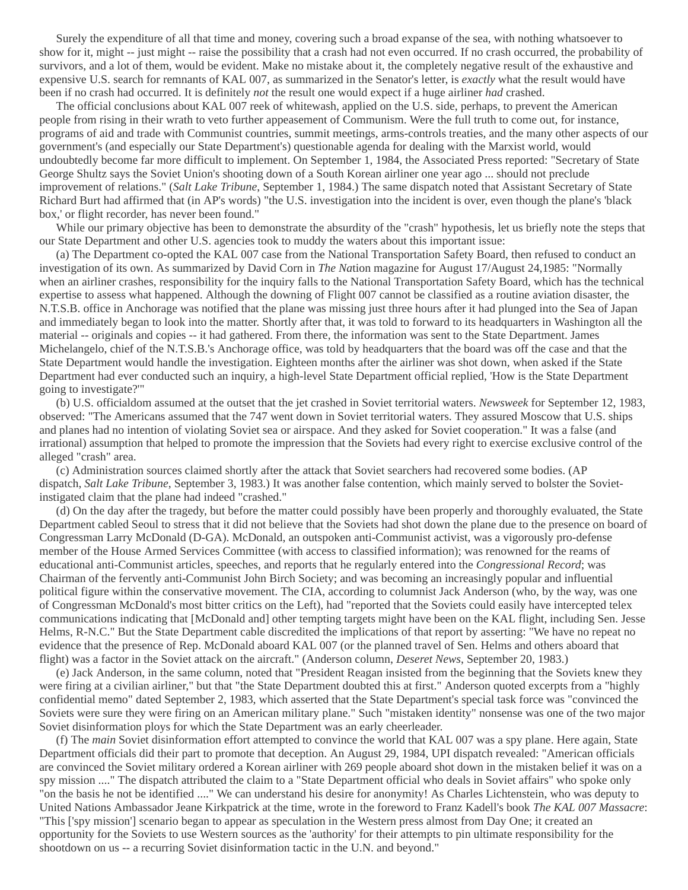Surely the expenditure of all that time and money, covering such a broad expanse of the sea, with nothing whatsoever to show for it, might -- just might -- raise the possibility that a crash had not even occurred. If no crash occurred, the probability of survivors, and a lot of them, would be evident. Make no mistake about it, the completely negative result of the exhaustive and expensive U.S. search for remnants of KAL 007, as summarized in the Senator's letter, is *exactly* what the result would have been if no crash had occurred. It is definitely *not* the result one would expect if a huge airliner *had* crashed.

The official conclusions about KAL 007 reek of whitewash, applied on the U.S. side, perhaps, to prevent the American people from rising in their wrath to veto further appeasement of Communism. Were the full truth to come out, for instance, programs of aid and trade with Communist countries, summit meetings, arms-controls treaties, and the many other aspects of our government's (and especially our State Department's) questionable agenda for dealing with the Marxist world, would undoubtedly become far more difficult to implement. On September 1, 1984, the Associated Press reported: "Secretary of State George Shultz says the Soviet Union's shooting down of a South Korean airliner one year ago ... should not preclude improvement of relations." (*Salt Lake Tribune*, September 1, 1984.) The same dispatch noted that Assistant Secretary of State Richard Burt had affirmed that (in AP's words) "the U.S. investigation into the incident is over, even though the plane's 'black box,' or flight recorder, has never been found."

While our primary objective has been to demonstrate the absurdity of the "crash" hypothesis, let us briefly note the steps that our State Department and other U.S. agencies took to muddy the waters about this important issue:

(a) The Department co-opted the KAL 007 case from the National Transportation Safety Board, then refused to conduct an investigation of its own. As summarized by David Corn in *The Nation* magazine for August 17/August 24,1985: "Normally when an airliner crashes, responsibility for the inquiry falls to the National Transportation Safety Board, which has the technical expertise to assess what happened. Although the downing of Flight 007 cannot be classified as a routine aviation disaster, the N.T.S.B. office in Anchorage was notified that the plane was missing just three hours after it had plunged into the Sea of Japan and immediately began to look into the matter. Shortly after that, it was told to forward to its headquarters in Washington all the material -- originals and copies -- it had gathered. From there, the information was sent to the State Department. James Michelangelo, chief of the N.T.S.B.'s Anchorage office, was told by headquarters that the board was off the case and that the State Department would handle the investigation. Eighteen months after the airliner was shot down, when asked if the State Department had ever conducted such an inquiry, a high-level State Department official replied, 'How is the State Department going to investigate?'"

(b) U.S. officialdom assumed at the outset that the jet crashed in Soviet territorial waters. *Newsweek* for September 12, 1983, observed: "The Americans assumed that the 747 went down in Soviet territorial waters. They assured Moscow that U.S. ships and planes had no intention of violating Soviet sea or airspace. And they asked for Soviet cooperation." It was a false (and irrational) assumption that helped to promote the impression that the Soviets had every right to exercise exclusive control of the alleged "crash" area.

(c) Administration sources claimed shortly after the attack that Soviet searchers had recovered some bodies. (AP dispatch, *Salt Lake Tribune*, September 3, 1983.) It was another false contention, which mainly served to bolster the Soviet-instigated claim that the plane had indeed "crashed."

(d) On the day after the tragedy, but before the matter could possibly have been properly and thoroughly evaluated, the State Department cabled Seoul to stress that it did not believe that the Soviets had shot down the plane due to the presence on board of Congressman Larry McDonald (D-GA). McDonald, an outspoken anti-Communist activist, was a vigorously pro-defense member of the House Armed Services Committee (with access to classified information); was renowned for the reams of educational anti-Communist articles, speeches, and reports that he regularly entered into the *Congressional Record*; was Chairman of the fervently anti-Communist John Birch Society; and was becoming an increasingly popular and influential political figure within the conservative movement. The CIA, according to columnist Jack Anderson (who, by the way, was one of Congressman McDonald's most bitter critics on the Left), had "reported that the Soviets could easily have intercepted telex communications indicating that [McDonald and] other tempting targets might have been on the KAL flight, including Sen. Jesse Helms, R-N.C." But the State Department cable discredited the implications of that report by asserting: "We have no repeat no evidence that the presence of Rep. McDonald aboard KAL 007 (or the planned travel of Sen. Helms and others aboard that flight) was a factor in the Soviet attack on the aircraft." (Anderson column, *Deseret News*, September 20, 1983.)

(e) Jack Anderson, in the same column, noted that "President Reagan insisted from the beginning that the Soviets knew they were firing at a civilian airliner," but that "the State Department doubted this at first." Anderson quoted excerpts from a "highly confidential memo" dated September 2, 1983, which asserted that the State Department's special task force was "convinced the Soviets were sure they were firing on an American military plane." Such "mistaken identity" nonsense was one of the two major Soviet disinformation ploys for which the State Department was an early cheerleader.

(f) The *main* Soviet disinformation effort attempted to convince the world that KAL 007 was a spy plane. Here again, State Department officials did their part to promote that deception. An August 29, 1984, UPI dispatch revealed: "American officials are convinced the Soviet military ordered a Korean airliner with 269 people aboard shot down in the mistaken belief it was on a spy mission ...." The dispatch attributed the claim to a "State Department official who deals in Soviet affairs" who spoke only "on the basis he not be identified ...." We can understand his desire for anonymity! As Charles Lichtenstein, who was deputy to United Nations Ambassador Jeane Kirkpatrick at the time, wrote in the foreword to Franz Kadell's book *The KAL 007 Massacre*: "This ['spy mission'] scenario began to appear as speculation in the Western press almost from Day One; it created an opportunity for the Soviets to use Western sources as the 'authority' for their attempts to pin ultimate responsibility for the shootdown on us -- a recurring Soviet disinformation tactic in the U.N. and beyond."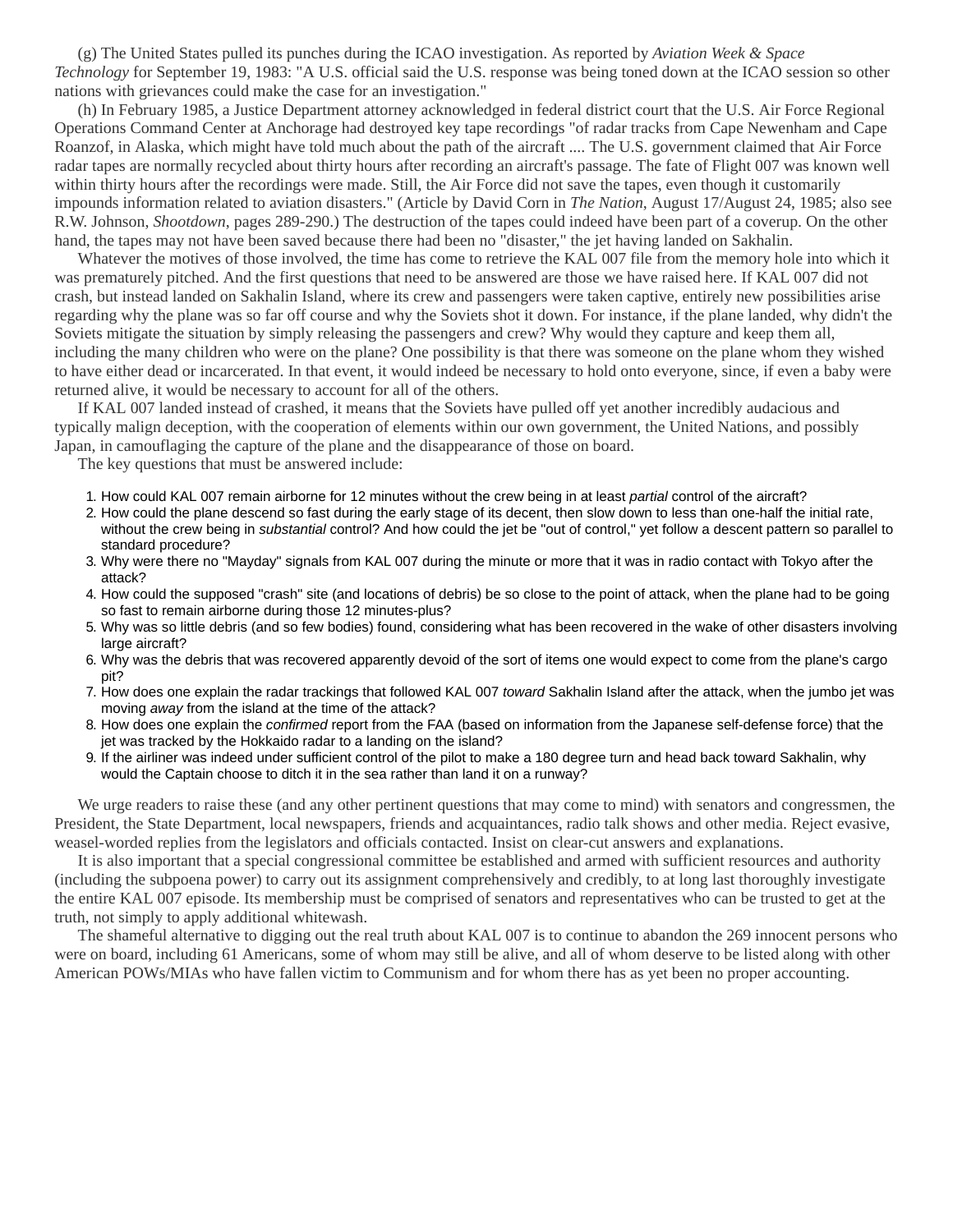(g) The United States pulled its punches during the ICAO investigation. As reported by *Aviation Week & Space Technology* for September 19, 1983: "A U.S. official said the U.S. response was being toned down at the ICAO session so other nations with grievances could make the case for an investigation."

(h) In February 1985, a Justice Department attorney acknowledged in federal district court that the U.S. Air Force Regional Operations Command Center at Anchorage had destroyed key tape recordings "of radar tracks from Cape Newenham and Cape Roanzof, in Alaska, which might have told much about the path of the aircraft .... The U.S. government claimed that Air Force radar tapes are normally recycled about thirty hours after recording an aircraft's passage. The fate of Flight 007 was known well within thirty hours after the recordings were made. Still, the Air Force did not save the tapes, even though it customarily impounds information related to aviation disasters." (Article by David Corn in *The Nation*, August 17/August 24, 1985; also see R.W. Johnson, *Shootdown*, pages 289-290.) The destruction of the tapes could indeed have been part of a coverup. On the other hand, the tapes may not have been saved because there had been no "disaster," the jet having landed on Sakhalin.

Whatever the motives of those involved, the time has come to retrieve the KAL 007 file from the memory hole into which it was prematurely pitched. And the first questions that need to be answered are those we have raised here. If KAL 007 did not crash, but instead landed on Sakhalin Island, where its crew and passengers were taken captive, entirely new possibilities arise regarding why the plane was so far off course and why the Soviets shot it down. For instance, if the plane landed, why didn't the Soviets mitigate the situation by simply releasing the passengers and crew? Why would they capture and keep them all, including the many children who were on the plane? One possibility is that there was someone on the plane whom they wished to have either dead or incarcerated. In that event, it would indeed be necessary to hold onto everyone, since, if even a baby were returned alive, it would be necessary to account for all of the others.

If KAL 007 landed instead of crashed, it means that the Soviets have pulled off yet another incredibly audacious and typically malign deception, with the cooperation of elements within our own government, the United Nations, and possibly Japan, in camouflaging the capture of the plane and the disappearance of those on board.

The key questions that must be answered include:

1. How could KAL 007 remain airborne for 12 minutes without the crew being in at least *partial* control of the aircraft?
2. How could the plane descend so fast during the early stage of its decent, then slow down to less than one-half the initial rate, without the crew being in *substantial* control? And how could the jet be "out of control," yet follow a descent pattern so parallel to standard procedure?
3. Why were there no "Mayday" signals from KAL 007 during the minute or more that it was in radio contact with Tokyo after the attack?
4. How could the supposed "crash" site (and locations of debris) be so close to the point of attack, when the plane had to be going so fast to remain airborne during those 12 minutes-plus?
5. Why was so little debris (and so few bodies) found, considering what has been recovered in the wake of other disasters involving large aircraft?
6. Why was the debris that was recovered apparently devoid of the sort of items one would expect to come from the plane's cargo pit?
7. How does one explain the radar trackings that followed KAL 007 *toward* Sakhalin Island after the attack, when the jumbo jet was moving *away* from the island at the time of the attack?
8. How does one explain the *confirmed* report from the FAA (based on information from the Japanese self-defense force) that the jet was tracked by the Hokkaido radar to a landing on the island?
9. If the airliner was indeed under sufficient control of the pilot to make a 180 degree turn and head back toward Sakhalin, why would the Captain choose to ditch it in the sea rather than land it on a runway?

We urge readers to raise these (and any other pertinent questions that may come to mind) with senators and congressmen, the President, the State Department, local newspapers, friends and acquaintances, radio talk shows and other media. Reject evasive, weasel-worded replies from the legislators and officials contacted. Insist on clear-cut answers and explanations.

It is also important that a special congressional committee be established and armed with sufficient resources and authority (including the subpoena power) to carry out its assignment comprehensively and credibly, to at long last thoroughly investigate the entire KAL 007 episode. Its membership must be comprised of senators and representatives who can be trusted to get at the truth, not simply to apply additional whitewash.

The shameful alternative to digging out the real truth about KAL 007 is to continue to abandon the 269 innocent persons who were on board, including 61 Americans, some of whom may still be alive, and all of whom deserve to be listed along with other American POWs/MIAs who have fallen victim to Communism and for whom there has as yet been no proper accounting.